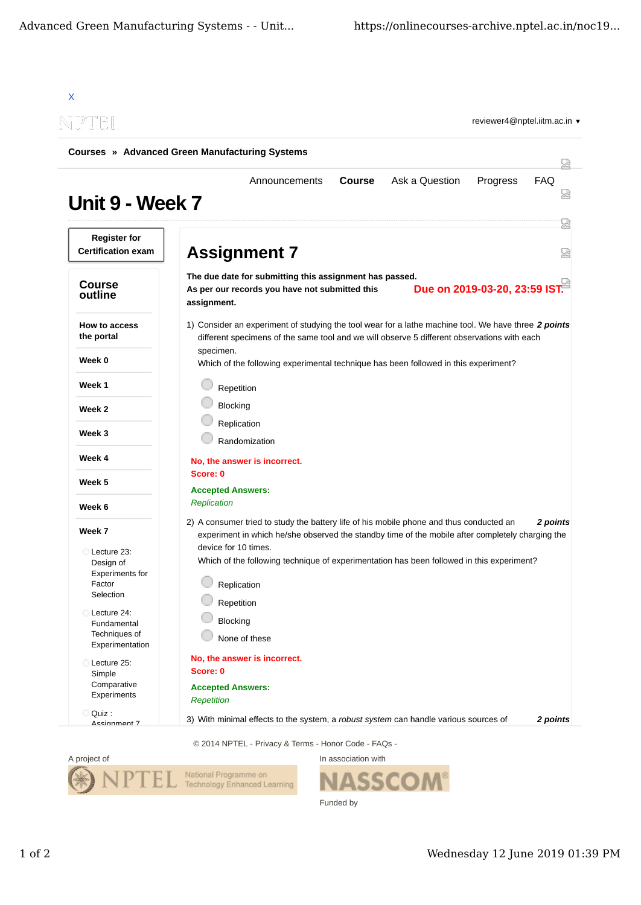X

reviewer4@nptel.iitm.ac.in ▾

**Courses » Advanced Green Manufacturing Systems**

Announcements **Course** Ask a Question Progress FAQ

# Unit 9 - Week 7

**Register for Certification exam**

**Course outline**

**How to access the portal**

**Week 0**

**Week 1**

**Week 2**

**Week 3**

**Week 4**

**Week 5**

**Week 6**

**Week 7**

- Lecture 23: Design of Experiments for Factor Selection
- Lecture 24: Fundamental Techniques of Experimentation
- Lecture 25: Simple Comparative Experiments
- Quiz : Assignment 7

## Assignment 7

**The due date for submitting this assignment has passed.**

**As per our records you have not submitted this assignment.**

**Due on 2019-03-20, 23:59 IST.**

1) Consider an experiment of studying the tool wear for a lathe machine tool. We have three different specimens of the same tool and we will observe 5 different observations with each specimen.
Which of the following experimental technique has been followed in this experiment? ***2 points***

- Repetition
- Blocking
- Replication
- Randomization

**No, the answer is incorrect.**
**Score: 0**

**Accepted Answers:**
*Replication*

2) A consumer tried to study the battery life of his mobile phone and thus conducted an experiment in which he/she observed the standby time of the mobile after completely charging the device for 10 times.
Which of the following technique of experimentation has been followed in this experiment? ***2 points***

- Replication
- Repetition
- Blocking
- None of these

**No, the answer is incorrect.**
**Score: 0**

**Accepted Answers:**
*Repetition*

3) With minimal effects to the system, a *robust system* can handle various sources of ***2 points***

© 2014 NPTEL - Privacy & Terms - Honor Code - FAQs -

A project of

In association with

Funded by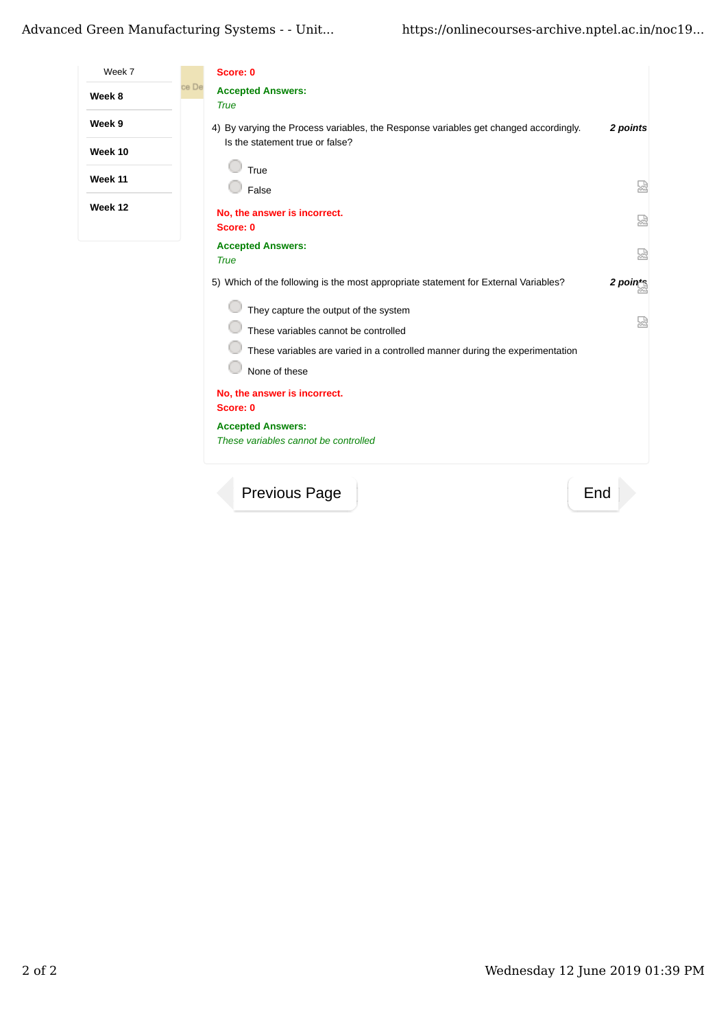Week 7

**Week 8**

**Week 9**

**Week 10**

**Week 11**

**Week 12**

**Score: 0**

**Accepted Answers:**
*True*

4) By varying the Process variables, the Response variables get changed accordingly. Is the statement true or false? ***2 points***

- True
- False

**No, the answer is incorrect.**
**Score: 0**

**Accepted Answers:**
*True*

5) Which of the following is the most appropriate statement for External Variables? ***2 points***

- They capture the output of the system
- These variables cannot be controlled
- These variables are varied in a controlled manner during the experimentation
- None of these

**No, the answer is incorrect.**
**Score: 0**

**Accepted Answers:**
*These variables cannot be controlled*

Previous Page

End